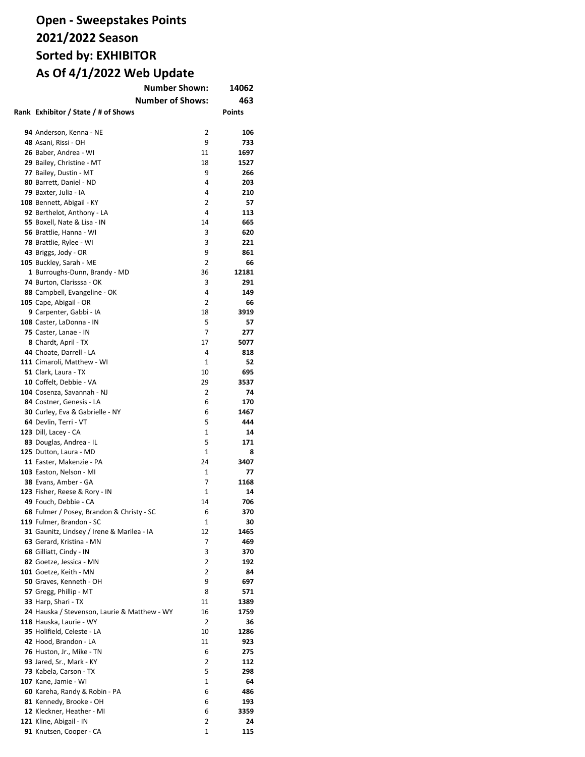# Open - Sweepstakes Points
# 2021/2022 Season
# Sorted by: EXHIBITOR
# As Of 4/1/2022 Web Update

**Number Shown:** **14062**

**Number of Shows:** **463**

| Rank | Exhibitor / State / # of Shows | | Points |
|---|---|---|---|
| 94 | Anderson, Kenna - NE | 2 | **106** |
| 48 | Asani, Rissi - OH | 9 | **733** |
| 26 | Baber, Andrea - WI | 11 | **1697** |
| 29 | Bailey, Christine - MT | 18 | **1527** |
| 77 | Bailey, Dustin - MT | 9 | **266** |
| 80 | Barrett, Daniel - ND | 4 | **203** |
| 79 | Baxter, Julia - IA | 4 | **210** |
| 108 | Bennett, Abigail - KY | 2 | **57** |
| 92 | Berthelot, Anthony - LA | 4 | **113** |
| 55 | Boxell, Nate & Lisa - IN | 14 | **665** |
| 56 | Brattlie, Hanna - WI | 3 | **620** |
| 78 | Brattlie, Rylee - WI | 3 | **221** |
| 43 | Briggs, Jody - OR | 9 | **861** |
| 105 | Buckley, Sarah - ME | 2 | **66** |
| 1 | Burroughs-Dunn, Brandy - MD | 36 | **12181** |
| 74 | Burton, Clarisssa - OK | 3 | **291** |
| 88 | Campbell, Evangeline - OK | 4 | **149** |
| 105 | Cape, Abigail - OR | 2 | **66** |
| 9 | Carpenter, Gabbi - IA | 18 | **3919** |
| 108 | Caster, LaDonna - IN | 5 | **57** |
| 75 | Caster, Lanae - IN | 7 | **277** |
| 8 | Chardt, April - TX | 17 | **5077** |
| 44 | Choate, Darrell - LA | 4 | **818** |
| 111 | Cimaroli, Matthew - WI | 1 | **52** |
| 51 | Clark, Laura - TX | 10 | **695** |
| 10 | Coffelt, Debbie - VA | 29 | **3537** |
| 104 | Cosenza, Savannah - NJ | 2 | **74** |
| 84 | Costner, Genesis - LA | 6 | **170** |
| 30 | Curley, Eva & Gabrielle - NY | 6 | **1467** |
| 64 | Devlin, Terri - VT | 5 | **444** |
| 123 | Dill, Lacey - CA | 1 | **14** |
| 83 | Douglas, Andrea - IL | 5 | **171** |
| 125 | Dutton, Laura - MD | 1 | **8** |
| 11 | Easter, Makenzie - PA | 24 | **3407** |
| 103 | Easton, Nelson - MI | 1 | **77** |
| 38 | Evans, Amber - GA | 7 | **1168** |
| 123 | Fisher, Reese & Rory - IN | 1 | **14** |
| 49 | Fouch, Debbie - CA | 14 | **706** |
| 68 | Fulmer / Posey, Brandon & Christy - SC | 6 | **370** |
| 119 | Fulmer, Brandon - SC | 1 | **30** |
| 31 | Gaunitz, Lindsey / Irene & Marilea - IA | 12 | **1465** |
| 63 | Gerard, Kristina - MN | 7 | **469** |
| 68 | Gilliatt, Cindy - IN | 3 | **370** |
| 82 | Goetze, Jessica - MN | 2 | **192** |
| 101 | Goetze, Keith - MN | 2 | **84** |
| 50 | Graves, Kenneth - OH | 9 | **697** |
| 57 | Gregg, Phillip - MT | 8 | **571** |
| 33 | Harp, Shari - TX | 11 | **1389** |
| 24 | Hauska / Stevenson, Laurie & Matthew - WY | 16 | **1759** |
| 118 | Hauska, Laurie - WY | 2 | **36** |
| 35 | Holifield, Celeste - LA | 10 | **1286** |
| 42 | Hood, Brandon - LA | 11 | **923** |
| 76 | Huston, Jr., Mike - TN | 6 | **275** |
| 93 | Jared, Sr., Mark - KY | 2 | **112** |
| 73 | Kabela, Carson - TX | 5 | **298** |
| 107 | Kane, Jamie - WI | 1 | **64** |
| 60 | Kareha, Randy & Robin - PA | 6 | **486** |
| 81 | Kennedy, Brooke - OH | 6 | **193** |
| 12 | Kleckner, Heather - MI | 6 | **3359** |
| 121 | Kline, Abigail - IN | 2 | **24** |
| 91 | Knutsen, Cooper - CA | 1 | **115** |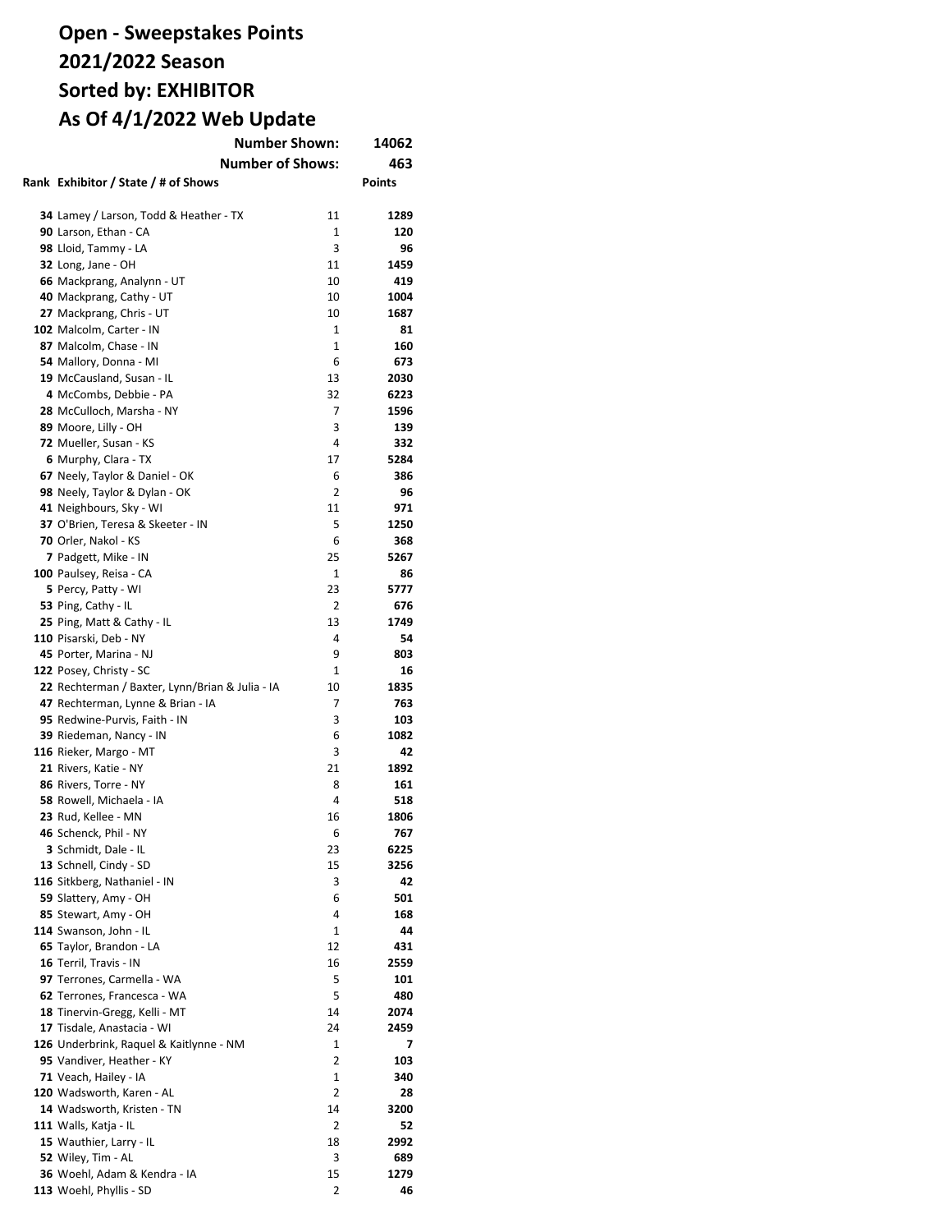# Open - Sweepstakes Points
# 2021/2022 Season
# Sorted by: EXHIBITOR
# As Of 4/1/2022 Web Update

| | | | |
|---|---|---|---|
| | **Number Shown:** | | **14062** |
| | **Number of Shows:** | | **463** |

| Rank | Exhibitor / State / # of Shows | | Points |
|---|---|---|---|
| **34** | Lamey / Larson, Todd & Heather - TX | 11 | **1289** |
| **90** | Larson, Ethan - CA | 1 | **120** |
| **98** | Lloid, Tammy - LA | 3 | **96** |
| **32** | Long, Jane - OH | 11 | **1459** |
| **66** | Mackprang, Analynn - UT | 10 | **419** |
| **40** | Mackprang, Cathy - UT | 10 | **1004** |
| **27** | Mackprang, Chris - UT | 10 | **1687** |
| **102** | Malcolm, Carter - IN | 1 | **81** |
| **87** | Malcolm, Chase - IN | 1 | **160** |
| **54** | Mallory, Donna - MI | 6 | **673** |
| **19** | McCausland, Susan - IL | 13 | **2030** |
| **4** | McCombs, Debbie - PA | 32 | **6223** |
| **28** | McCulloch, Marsha - NY | 7 | **1596** |
| **89** | Moore, Lilly - OH | 3 | **139** |
| **72** | Mueller, Susan - KS | 4 | **332** |
| **6** | Murphy, Clara - TX | 17 | **5284** |
| **67** | Neely, Taylor & Daniel - OK | 6 | **386** |
| **98** | Neely, Taylor & Dylan - OK | 2 | **96** |
| **41** | Neighbours, Sky - WI | 11 | **971** |
| **37** | O'Brien, Teresa & Skeeter - IN | 5 | **1250** |
| **70** | Orler, Nakol - KS | 6 | **368** |
| **7** | Padgett, Mike - IN | 25 | **5267** |
| **100** | Paulsey, Reisa - CA | 1 | **86** |
| **5** | Percy, Patty - WI | 23 | **5777** |
| **53** | Ping, Cathy - IL | 2 | **676** |
| **25** | Ping, Matt & Cathy - IL | 13 | **1749** |
| **110** | Pisarski, Deb - NY | 4 | **54** |
| **45** | Porter, Marina - NJ | 9 | **803** |
| **122** | Posey, Christy - SC | 1 | **16** |
| **22** | Rechterman / Baxter, Lynn/Brian & Julia - IA | 10 | **1835** |
| **47** | Rechterman, Lynne & Brian - IA | 7 | **763** |
| **95** | Redwine-Purvis, Faith - IN | 3 | **103** |
| **39** | Riedeman, Nancy - IN | 6 | **1082** |
| **116** | Rieker, Margo - MT | 3 | **42** |
| **21** | Rivers, Katie - NY | 21 | **1892** |
| **86** | Rivers, Torre - NY | 8 | **161** |
| **58** | Rowell, Michaela - IA | 4 | **518** |
| **23** | Rud, Kellee - MN | 16 | **1806** |
| **46** | Schenck, Phil - NY | 6 | **767** |
| **3** | Schmidt, Dale - IL | 23 | **6225** |
| **13** | Schnell, Cindy - SD | 15 | **3256** |
| **116** | Sitkberg, Nathaniel - IN | 3 | **42** |
| **59** | Slattery, Amy - OH | 6 | **501** |
| **85** | Stewart, Amy - OH | 4 | **168** |
| **114** | Swanson, John - IL | 1 | **44** |
| **65** | Taylor, Brandon - LA | 12 | **431** |
| **16** | Terril, Travis - IN | 16 | **2559** |
| **97** | Terrones, Carmella - WA | 5 | **101** |
| **62** | Terrones, Francesca - WA | 5 | **480** |
| **18** | Tinervin-Gregg, Kelli - MT | 14 | **2074** |
| **17** | Tisdale, Anastacia - WI | 24 | **2459** |
| **126** | Underbrink, Raquel & Kaitlynne - NM | 1 | **7** |
| **95** | Vandiver, Heather - KY | 2 | **103** |
| **71** | Veach, Hailey - IA | 1 | **340** |
| **120** | Wadsworth, Karen - AL | 2 | **28** |
| **14** | Wadsworth, Kristen - TN | 14 | **3200** |
| **111** | Walls, Katja - IL | 2 | **52** |
| **15** | Wauthier, Larry - IL | 18 | **2992** |
| **52** | Wiley, Tim - AL | 3 | **689** |
| **36** | Woehl, Adam & Kendra - IA | 15 | **1279** |
| **113** | Woehl, Phyllis - SD | 2 | **46** |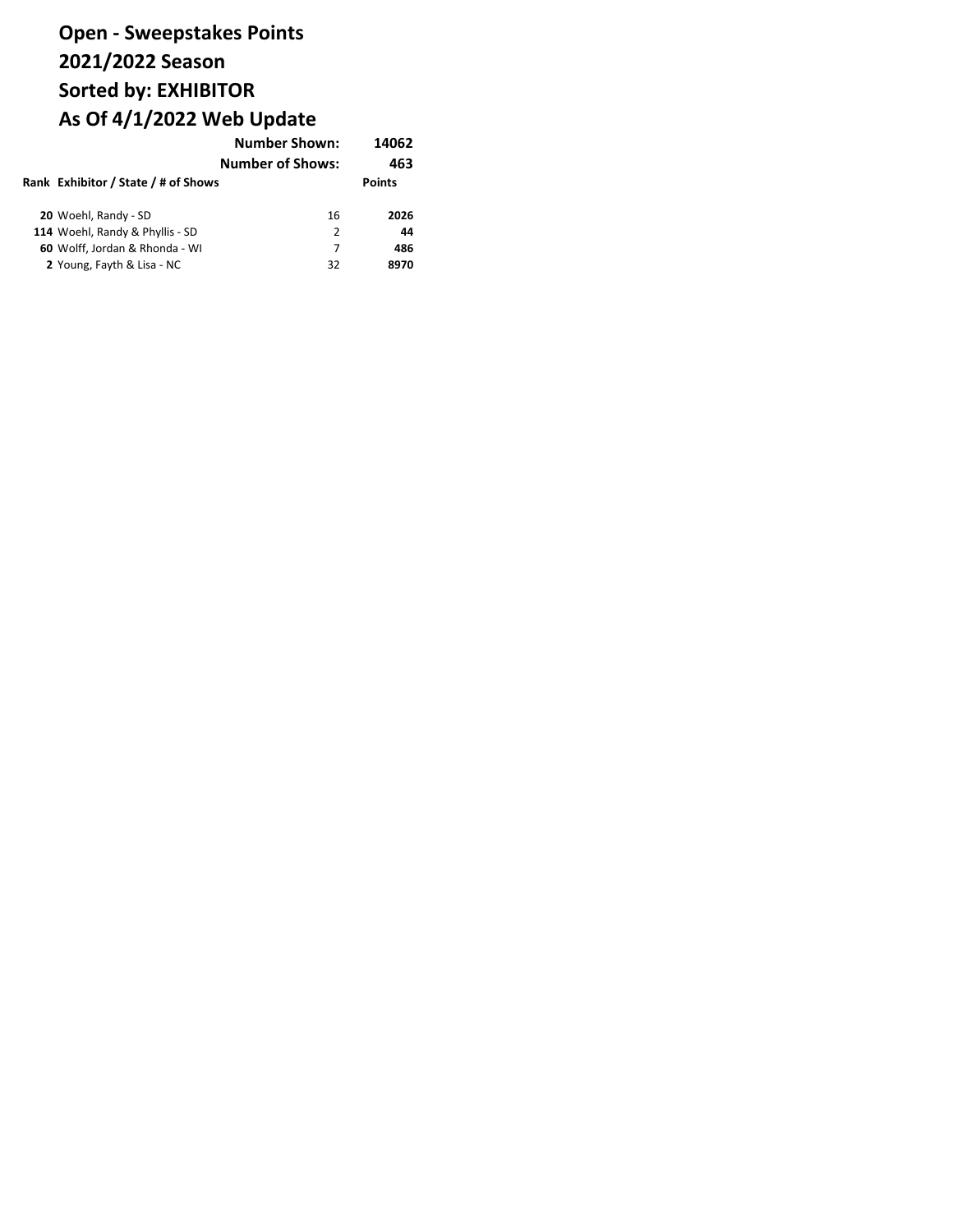# Open - Sweepstakes Points
# 2021/2022 Season
# Sorted by: EXHIBITOR
# As Of 4/1/2022 Web Update

**Number Shown:** **14062**

**Number of Shows:** **463**

| Rank | Exhibitor / State / # of Shows | | Points |
|---|---|---|---|
| **20** | Woehl, Randy - SD | 16 | **2026** |
| **114** | Woehl, Randy & Phyllis - SD | 2 | **44** |
| **60** | Wolff, Jordan & Rhonda - WI | 7 | **486** |
| **2** | Young, Fayth & Lisa - NC | 32 | **8970** |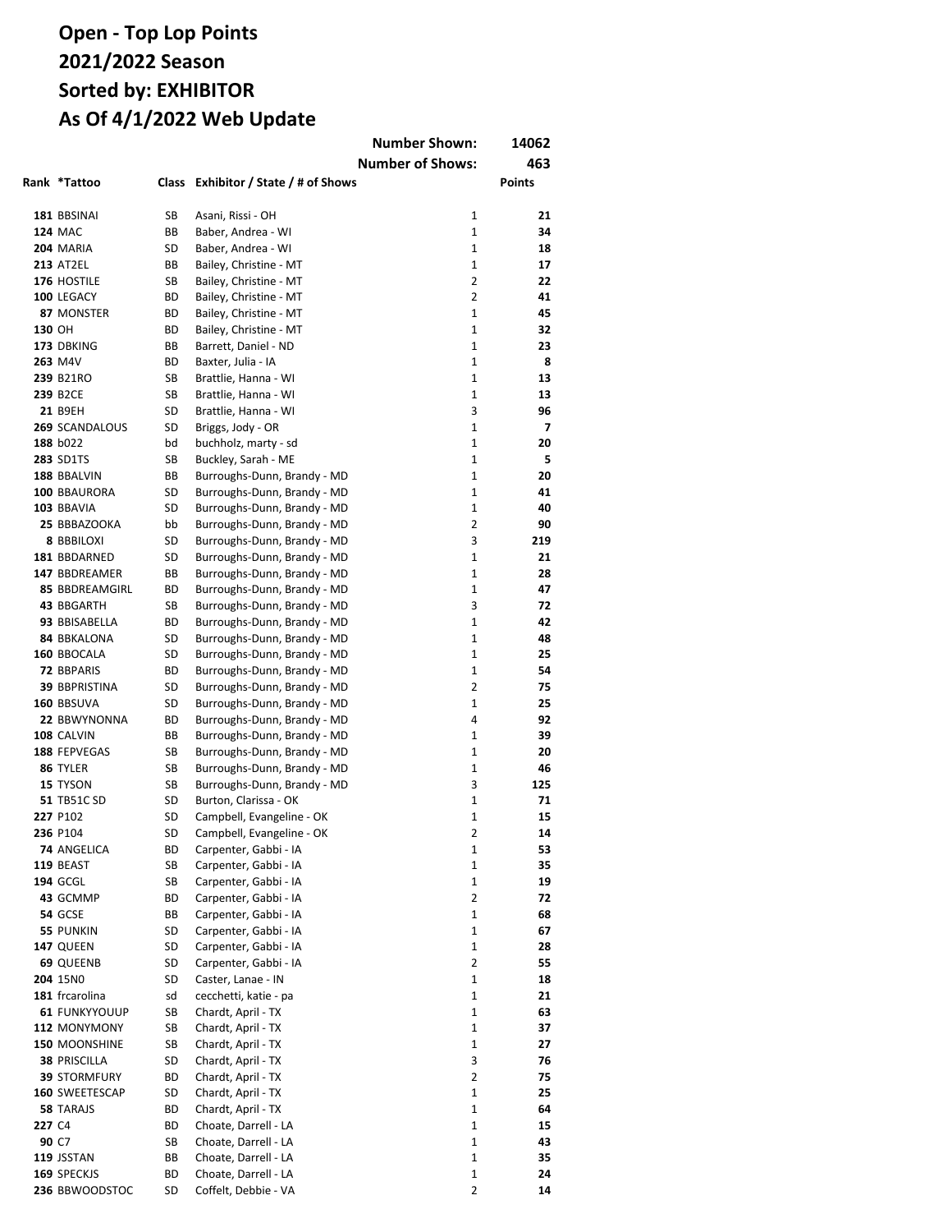# Open - Top Lop Points
# 2021/2022 Season
# Sorted by: EXHIBITOR
# As Of 4/1/2022 Web Update

| | | | Number Shown: | | 14062 |
|---|---|---|---|---|---|
| | | | Number of Shows: | | 463 |
| **Rank** | ***Tattoo** | **Class** | **Exhibitor / State / # of Shows** | | **Points** |
| **181** | BBSINAI | SB | Asani, Rissi - OH | 1 | **21** |
| **124** | MAC | BB | Baber, Andrea - WI | 1 | **34** |
| **204** | MARIA | SD | Baber, Andrea - WI | 1 | **18** |
| **213** | AT2EL | BB | Bailey, Christine - MT | 1 | **17** |
| **176** | HOSTILE | SB | Bailey, Christine - MT | 2 | **22** |
| **100** | LEGACY | BD | Bailey, Christine - MT | 2 | **41** |
| **87** | MONSTER | BD | Bailey, Christine - MT | 1 | **45** |
| **130** | OH | BD | Bailey, Christine - MT | 1 | **32** |
| **173** | DBKING | BB | Barrett, Daniel - ND | 1 | **23** |
| **263** | M4V | BD | Baxter, Julia - IA | 1 | **8** |
| **239** | B21RO | SB | Brattlie, Hanna - WI | 1 | **13** |
| **239** | B2CE | SB | Brattlie, Hanna - WI | 1 | **13** |
| **21** | B9EH | SD | Brattlie, Hanna - WI | 3 | **96** |
| **269** | SCANDALOUS | SD | Briggs, Jody - OR | 1 | **7** |
| **188** | b022 | bd | buchholz, marty - sd | 1 | **20** |
| **283** | SD1TS | SB | Buckley, Sarah - ME | 1 | **5** |
| **188** | BBALVIN | BB | Burroughs-Dunn, Brandy - MD | 1 | **20** |
| **100** | BBAURORA | SD | Burroughs-Dunn, Brandy - MD | 1 | **41** |
| **103** | BBAVIA | SD | Burroughs-Dunn, Brandy - MD | 1 | **40** |
| **25** | BBBAZOOKA | bb | Burroughs-Dunn, Brandy - MD | 2 | **90** |
| **8** | BBBILOXI | SD | Burroughs-Dunn, Brandy - MD | 3 | **219** |
| **181** | BBDARNED | SD | Burroughs-Dunn, Brandy - MD | 1 | **21** |
| **147** | BBDREAMER | BB | Burroughs-Dunn, Brandy - MD | 1 | **28** |
| **85** | BBDREAMGIRL | BD | Burroughs-Dunn, Brandy - MD | 1 | **47** |
| **43** | BBGARTH | SB | Burroughs-Dunn, Brandy - MD | 3 | **72** |
| **93** | BBISABELLA | BD | Burroughs-Dunn, Brandy - MD | 1 | **42** |
| **84** | BBKALONA | SD | Burroughs-Dunn, Brandy - MD | 1 | **48** |
| **160** | BBOCALA | SD | Burroughs-Dunn, Brandy - MD | 1 | **25** |
| **72** | BBPARIS | BD | Burroughs-Dunn, Brandy - MD | 1 | **54** |
| **39** | BBPRISTINA | SD | Burroughs-Dunn, Brandy - MD | 2 | **75** |
| **160** | BBSUVA | SD | Burroughs-Dunn, Brandy - MD | 1 | **25** |
| **22** | BBWYNONNA | BD | Burroughs-Dunn, Brandy - MD | 4 | **92** |
| **108** | CALVIN | BB | Burroughs-Dunn, Brandy - MD | 1 | **39** |
| **188** | FEPVEGAS | SB | Burroughs-Dunn, Brandy - MD | 1 | **20** |
| **86** | TYLER | SB | Burroughs-Dunn, Brandy - MD | 1 | **46** |
| **15** | TYSON | SB | Burroughs-Dunn, Brandy - MD | 3 | **125** |
| **51** | TB51C SD | SD | Burton, Clarissa - OK | 1 | **71** |
| **227** | P102 | SD | Campbell, Evangeline - OK | 1 | **15** |
| **236** | P104 | SD | Campbell, Evangeline - OK | 2 | **14** |
| **74** | ANGELICA | BD | Carpenter, Gabbi - IA | 1 | **53** |
| **119** | BEAST | SB | Carpenter, Gabbi - IA | 1 | **35** |
| **194** | GCGL | SB | Carpenter, Gabbi - IA | 1 | **19** |
| **43** | GCMMP | BD | Carpenter, Gabbi - IA | 2 | **72** |
| **54** | GCSE | BB | Carpenter, Gabbi - IA | 1 | **68** |
| **55** | PUNKIN | SD | Carpenter, Gabbi - IA | 1 | **67** |
| **147** | QUEEN | SD | Carpenter, Gabbi - IA | 1 | **28** |
| **69** | QUEENB | SD | Carpenter, Gabbi - IA | 2 | **55** |
| **204** | 15N0 | SD | Caster, Lanae - IN | 1 | **18** |
| **181** | frcarolina | sd | cecchetti, katie - pa | 1 | **21** |
| **61** | FUNKYYOUUP | SB | Chardt, April - TX | 1 | **63** |
| **112** | MONYMONY | SB | Chardt, April - TX | 1 | **37** |
| **150** | MOONSHINE | SB | Chardt, April - TX | 1 | **27** |
| **38** | PRISCILLA | SD | Chardt, April - TX | 3 | **76** |
| **39** | STORMFURY | BD | Chardt, April - TX | 2 | **75** |
| **160** | SWEETESCAP | SD | Chardt, April - TX | 1 | **25** |
| **58** | TARAJS | BD | Chardt, April - TX | 1 | **64** |
| **227** | C4 | BD | Choate, Darrell - LA | 1 | **15** |
| **90** | C7 | SB | Choate, Darrell - LA | 1 | **43** |
| **119** | JSSTAN | BB | Choate, Darrell - LA | 1 | **35** |
| **169** | SPECKJS | BD | Choate, Darrell - LA | 1 | **24** |
| **236** | BBWOODSTOC | SD | Coffelt, Debbie - VA | 2 | **14** |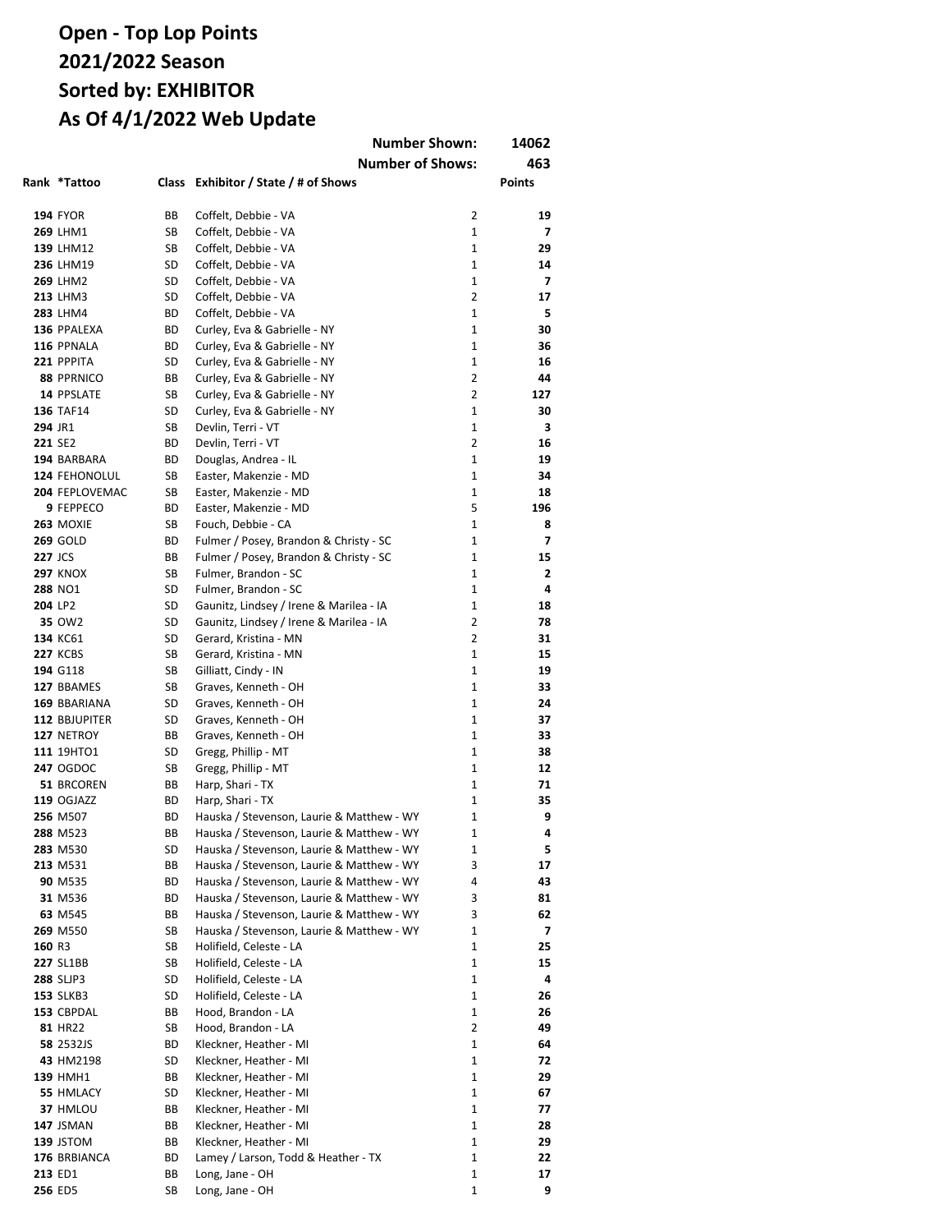# Open - Top Lop Points
# 2021/2022 Season
# Sorted by: EXHIBITOR
# As Of 4/1/2022 Web Update

| | | | Number Shown: | | 14062 |
|---|---|---|---|---|---|
| | | | Number of Shows: | | 463 |
| Rank | *Tattoo | Class | Exhibitor / State / # of Shows | | Points |
| 194 | FYOR | BB | Coffelt, Debbie - VA | 2 | 19 |
| 269 | LHM1 | SB | Coffelt, Debbie - VA | 1 | 7 |
| 139 | LHM12 | SB | Coffelt, Debbie - VA | 1 | 29 |
| 236 | LHM19 | SD | Coffelt, Debbie - VA | 1 | 14 |
| 269 | LHM2 | SD | Coffelt, Debbie - VA | 1 | 7 |
| 213 | LHM3 | SD | Coffelt, Debbie - VA | 2 | 17 |
| 283 | LHM4 | BD | Coffelt, Debbie - VA | 1 | 5 |
| 136 | PPALEXA | BD | Curley, Eva & Gabrielle - NY | 1 | 30 |
| 116 | PPNALA | BD | Curley, Eva & Gabrielle - NY | 1 | 36 |
| 221 | PPPITA | SD | Curley, Eva & Gabrielle - NY | 1 | 16 |
| 88 | PPRNICO | BB | Curley, Eva & Gabrielle - NY | 2 | 44 |
| 14 | PPSLATE | SB | Curley, Eva & Gabrielle - NY | 2 | 127 |
| 136 | TAF14 | SD | Curley, Eva & Gabrielle - NY | 1 | 30 |
| 294 | JR1 | SB | Devlin, Terri - VT | 1 | 3 |
| 221 | SE2 | BD | Devlin, Terri - VT | 2 | 16 |
| 194 | BARBARA | BD | Douglas, Andrea - IL | 1 | 19 |
| 124 | FEHONOLUL | SB | Easter, Makenzie - MD | 1 | 34 |
| 204 | FEPLOVEMAC | SB | Easter, Makenzie - MD | 1 | 18 |
| 9 | FEPPECO | BD | Easter, Makenzie - MD | 5 | 196 |
| 263 | MOXIE | SB | Fouch, Debbie - CA | 1 | 8 |
| 269 | GOLD | BD | Fulmer / Posey, Brandon & Christy - SC | 1 | 7 |
| 227 | JCS | BB | Fulmer / Posey, Brandon & Christy - SC | 1 | 15 |
| 297 | KNOX | SB | Fulmer, Brandon - SC | 1 | 2 |
| 288 | NO1 | SD | Fulmer, Brandon - SC | 1 | 4 |
| 204 | LP2 | SD | Gaunitz, Lindsey / Irene & Marilea - IA | 1 | 18 |
| 35 | OW2 | SD | Gaunitz, Lindsey / Irene & Marilea - IA | 2 | 78 |
| 134 | KC61 | SD | Gerard, Kristina - MN | 2 | 31 |
| 227 | KCBS | SB | Gerard, Kristina - MN | 1 | 15 |
| 194 | G118 | SB | Gilliatt, Cindy - IN | 1 | 19 |
| 127 | BBAMES | SB | Graves, Kenneth - OH | 1 | 33 |
| 169 | BBARIANA | SD | Graves, Kenneth - OH | 1 | 24 |
| 112 | BBJUPITER | SD | Graves, Kenneth - OH | 1 | 37 |
| 127 | NETROY | BB | Graves, Kenneth - OH | 1 | 33 |
| 111 | 19HTO1 | SD | Gregg, Phillip - MT | 1 | 38 |
| 247 | OGDOC | SB | Gregg, Phillip - MT | 1 | 12 |
| 51 | BRCOREN | BB | Harp, Shari - TX | 1 | 71 |
| 119 | OGJAZZ | BD | Harp, Shari - TX | 1 | 35 |
| 256 | M507 | BD | Hauska / Stevenson, Laurie & Matthew - WY | 1 | 9 |
| 288 | M523 | BB | Hauska / Stevenson, Laurie & Matthew - WY | 1 | 4 |
| 283 | M530 | SD | Hauska / Stevenson, Laurie & Matthew - WY | 1 | 5 |
| 213 | M531 | BB | Hauska / Stevenson, Laurie & Matthew - WY | 3 | 17 |
| 90 | M535 | BD | Hauska / Stevenson, Laurie & Matthew - WY | 4 | 43 |
| 31 | M536 | BD | Hauska / Stevenson, Laurie & Matthew - WY | 3 | 81 |
| 63 | M545 | BB | Hauska / Stevenson, Laurie & Matthew - WY | 3 | 62 |
| 269 | M550 | SB | Hauska / Stevenson, Laurie & Matthew - WY | 1 | 7 |
| 160 | R3 | SB | Holifield, Celeste - LA | 1 | 25 |
| 227 | SL1BB | SB | Holifield, Celeste - LA | 1 | 15 |
| 288 | SLJP3 | SD | Holifield, Celeste - LA | 1 | 4 |
| 153 | SLKB3 | SD | Holifield, Celeste - LA | 1 | 26 |
| 153 | CBPDAL | BB | Hood, Brandon - LA | 1 | 26 |
| 81 | HR22 | SB | Hood, Brandon - LA | 2 | 49 |
| 58 | 2532JS | BD | Kleckner, Heather - MI | 1 | 64 |
| 43 | HM2198 | SD | Kleckner, Heather - MI | 1 | 72 |
| 139 | HMH1 | BB | Kleckner, Heather - MI | 1 | 29 |
| 55 | HMLACY | SD | Kleckner, Heather - MI | 1 | 67 |
| 37 | HMLOU | BB | Kleckner, Heather - MI | 1 | 77 |
| 147 | JSMAN | BB | Kleckner, Heather - MI | 1 | 28 |
| 139 | JSTOM | BB | Kleckner, Heather - MI | 1 | 29 |
| 176 | BRBIANCA | BD | Lamey / Larson, Todd & Heather - TX | 1 | 22 |
| 213 | ED1 | BB | Long, Jane - OH | 1 | 17 |
| 256 | ED5 | SB | Long, Jane - OH | 1 | 9 |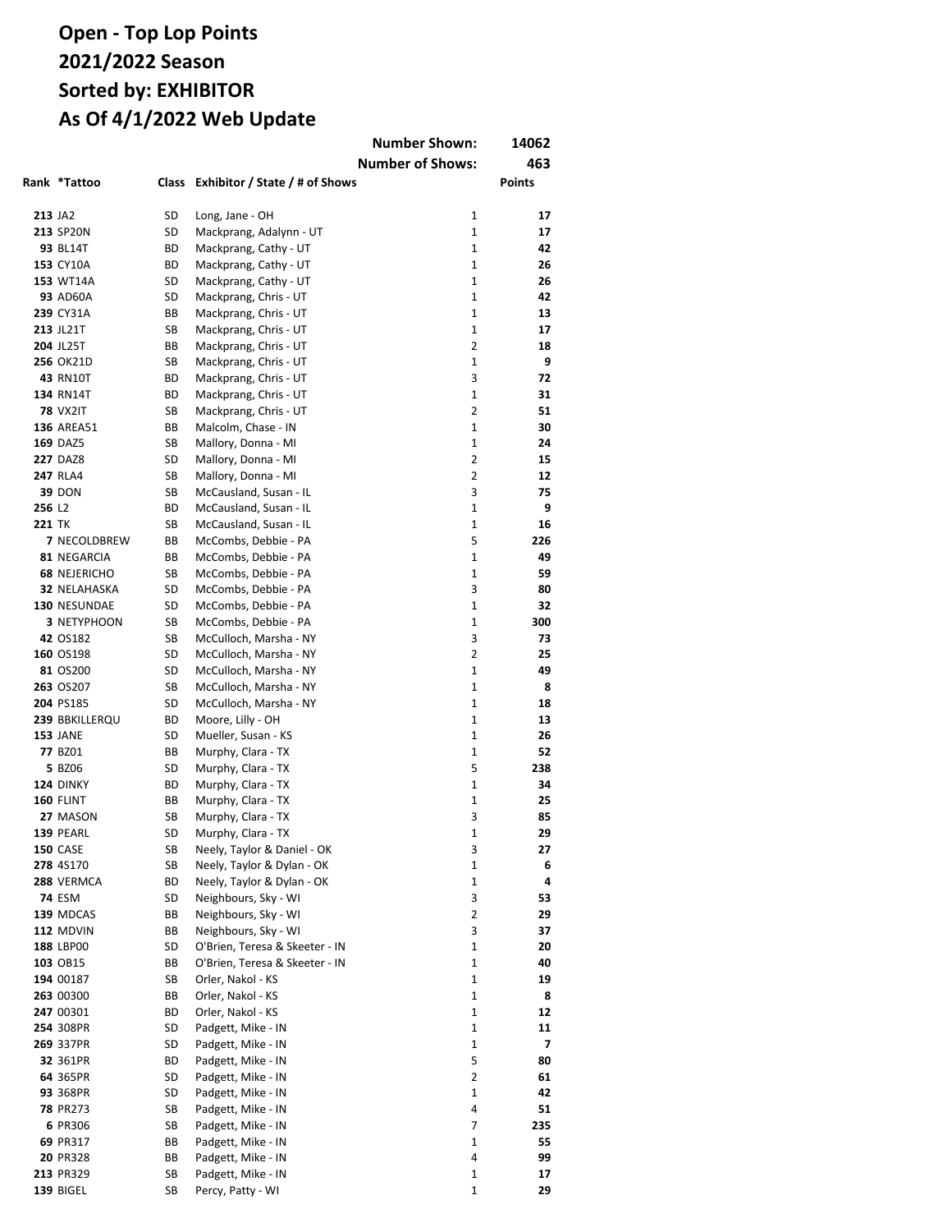# Open - Top Lop Points
# 2021/2022 Season
# Sorted by: EXHIBITOR
# As Of 4/1/2022 Web Update

| | | | | Number Shown: | 14062 |
|---|---|---|---|---|---|
| | | | | **Number of Shows:** | **463** |
| **Rank** | ***Tattoo** | **Class** | **Exhibitor / State / # of Shows** | | **Points** |
| **213** | JA2 | SD | Long, Jane - OH | 1 | **17** |
| **213** | SP20N | SD | Mackprang, Adalynn - UT | 1 | **17** |
| **93** | BL14T | BD | Mackprang, Cathy - UT | 1 | **42** |
| **153** | CY10A | BD | Mackprang, Cathy - UT | 1 | **26** |
| **153** | WT14A | SD | Mackprang, Cathy - UT | 1 | **26** |
| **93** | AD60A | SD | Mackprang, Chris - UT | 1 | **42** |
| **239** | CY31A | BB | Mackprang, Chris - UT | 1 | **13** |
| **213** | JL21T | SB | Mackprang, Chris - UT | 1 | **17** |
| **204** | JL25T | BB | Mackprang, Chris - UT | 2 | **18** |
| **256** | OK21D | SB | Mackprang, Chris - UT | 1 | **9** |
| **43** | RN10T | BD | Mackprang, Chris - UT | 3 | **72** |
| **134** | RN14T | BD | Mackprang, Chris - UT | 1 | **31** |
| **78** | VX2IT | SB | Mackprang, Chris - UT | 2 | **51** |
| **136** | AREA51 | BB | Malcolm, Chase - IN | 1 | **30** |
| **169** | DAZ5 | SB | Mallory, Donna - MI | 1 | **24** |
| **227** | DAZ8 | SD | Mallory, Donna - MI | 2 | **15** |
| **247** | RLA4 | SB | Mallory, Donna - MI | 2 | **12** |
| **39** | DON | SB | McCausland, Susan - IL | 3 | **75** |
| **256** | L2 | BD | McCausland, Susan - IL | 1 | **9** |
| **221** | TK | SB | McCausland, Susan - IL | 1 | **16** |
| **7** | NECOLDBREW | BB | McCombs, Debbie - PA | 5 | **226** |
| **81** | NEGARCIA | BB | McCombs, Debbie - PA | 1 | **49** |
| **68** | NEJERICHO | SB | McCombs, Debbie - PA | 1 | **59** |
| **32** | NELAHASKA | SD | McCombs, Debbie - PA | 3 | **80** |
| **130** | NESUNDAE | SD | McCombs, Debbie - PA | 1 | **32** |
| **3** | NETYPHOON | SB | McCombs, Debbie - PA | 1 | **300** |
| **42** | OS182 | SB | McCulloch, Marsha - NY | 3 | **73** |
| **160** | OS198 | SD | McCulloch, Marsha - NY | 2 | **25** |
| **81** | OS200 | SD | McCulloch, Marsha - NY | 1 | **49** |
| **263** | OS207 | SB | McCulloch, Marsha - NY | 1 | **8** |
| **204** | PS185 | SD | McCulloch, Marsha - NY | 1 | **18** |
| **239** | BBKILLERQU | BD | Moore, Lilly - OH | 1 | **13** |
| **153** | JANE | SD | Mueller, Susan - KS | 1 | **26** |
| **77** | BZ01 | BB | Murphy, Clara - TX | 1 | **52** |
| **5** | BZ06 | SD | Murphy, Clara - TX | 5 | **238** |
| **124** | DINKY | BD | Murphy, Clara - TX | 1 | **34** |
| **160** | FLINT | BB | Murphy, Clara - TX | 1 | **25** |
| **27** | MASON | SB | Murphy, Clara - TX | 3 | **85** |
| **139** | PEARL | SD | Murphy, Clara - TX | 1 | **29** |
| **150** | CASE | SB | Neely, Taylor & Daniel - OK | 3 | **27** |
| **278** | 4S170 | SB | Neely, Taylor & Dylan - OK | 1 | **6** |
| **288** | VERMCA | BD | Neely, Taylor & Dylan - OK | 1 | **4** |
| **74** | ESM | SD | Neighbours, Sky - WI | 3 | **53** |
| **139** | MDCAS | BB | Neighbours, Sky - WI | 2 | **29** |
| **112** | MDVIN | BB | Neighbours, Sky - WI | 3 | **37** |
| **188** | LBP00 | SD | O'Brien, Teresa & Skeeter - IN | 1 | **20** |
| **103** | OB15 | BB | O'Brien, Teresa & Skeeter - IN | 1 | **40** |
| **194** | 00187 | SB | Orler, Nakol - KS | 1 | **19** |
| **263** | 00300 | BB | Orler, Nakol - KS | 1 | **8** |
| **247** | 00301 | BD | Orler, Nakol - KS | 1 | **12** |
| **254** | 308PR | SD | Padgett, Mike - IN | 1 | **11** |
| **269** | 337PR | SD | Padgett, Mike - IN | 1 | **7** |
| **32** | 361PR | BD | Padgett, Mike - IN | 5 | **80** |
| **64** | 365PR | SD | Padgett, Mike - IN | 2 | **61** |
| **93** | 368PR | SD | Padgett, Mike - IN | 1 | **42** |
| **78** | PR273 | SB | Padgett, Mike - IN | 4 | **51** |
| **6** | PR306 | SB | Padgett, Mike - IN | 7 | **235** |
| **69** | PR317 | BB | Padgett, Mike - IN | 1 | **55** |
| **20** | PR328 | BB | Padgett, Mike - IN | 4 | **99** |
| **213** | PR329 | SB | Padgett, Mike - IN | 1 | **17** |
| **139** | BIGEL | SB | Percy, Patty - WI | 1 | **29** |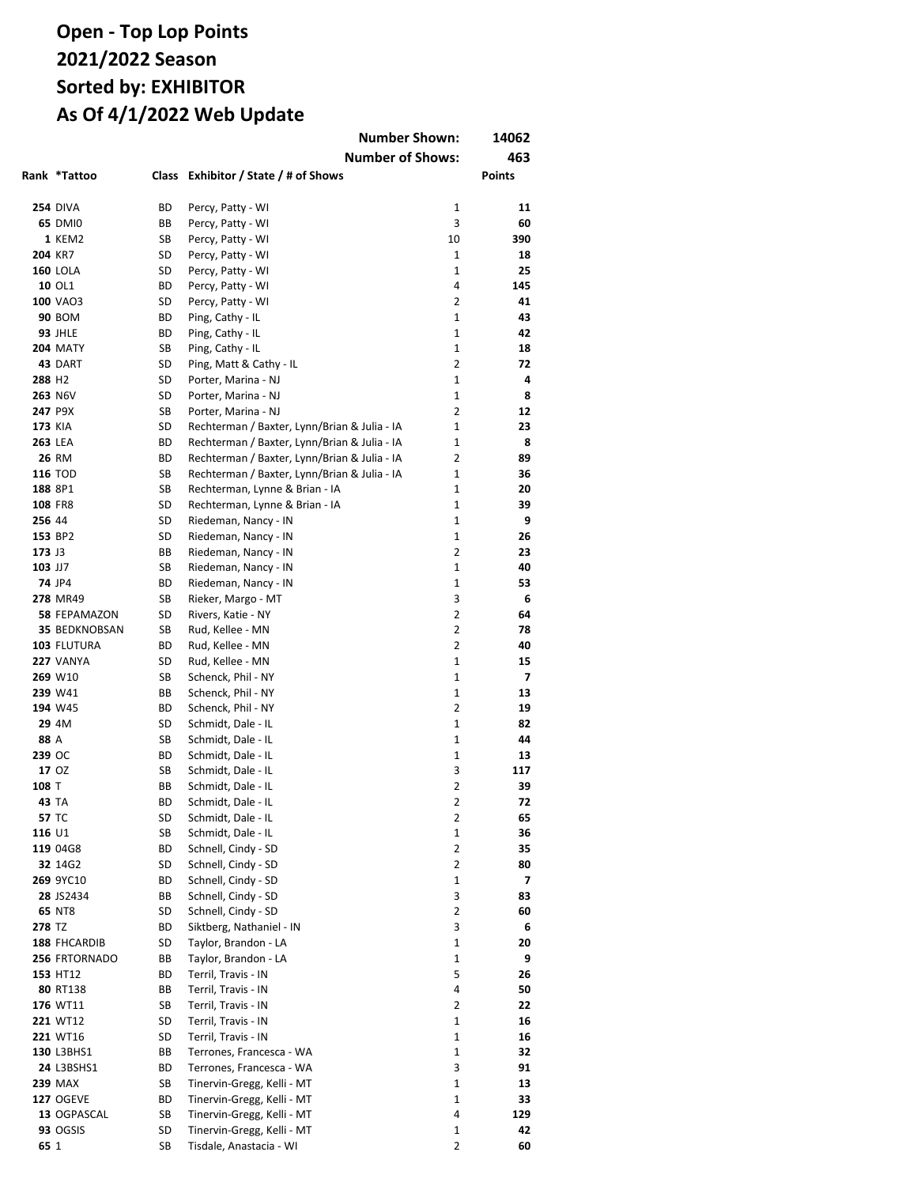# Open - Top Lop Points
# 2021/2022 Season
# Sorted by: EXHIBITOR
# As Of 4/1/2022 Web Update

| | | | Number Shown: | | 14062 |
|---|---|---|---|---|---|
| | | | Number of Shows: | | 463 |
| **Rank** | ***Tattoo** | **Class** | **Exhibitor / State / # of Shows** | | **Points** |
| **254** | DIVA | BD | Percy, Patty - WI | 1 | **11** |
| **65** | DMI0 | BB | Percy, Patty - WI | 3 | **60** |
| **1** | KEM2 | SB | Percy, Patty - WI | 10 | **390** |
| **204** | KR7 | SD | Percy, Patty - WI | 1 | **18** |
| **160** | LOLA | SD | Percy, Patty - WI | 1 | **25** |
| **10** | OL1 | BD | Percy, Patty - WI | 4 | **145** |
| **100** | VAO3 | SD | Percy, Patty - WI | 2 | **41** |
| **90** | BOM | BD | Ping, Cathy - IL | 1 | **43** |
| **93** | JHLE | BD | Ping, Cathy - IL | 1 | **42** |
| **204** | MATY | SB | Ping, Cathy - IL | 1 | **18** |
| **43** | DART | SD | Ping, Matt & Cathy - IL | 2 | **72** |
| **288** | H2 | SD | Porter, Marina - NJ | 1 | **4** |
| **263** | N6V | SD | Porter, Marina - NJ | 1 | **8** |
| **247** | P9X | SB | Porter, Marina - NJ | 2 | **12** |
| **173** | KIA | SD | Rechterman / Baxter, Lynn/Brian & Julia - IA | 1 | **23** |
| **263** | LEA | BD | Rechterman / Baxter, Lynn/Brian & Julia - IA | 1 | **8** |
| **26** | RM | BD | Rechterman / Baxter, Lynn/Brian & Julia - IA | 2 | **89** |
| **116** | TOD | SB | Rechterman / Baxter, Lynn/Brian & Julia - IA | 1 | **36** |
| **188** | 8P1 | SB | Rechterman, Lynne & Brian - IA | 1 | **20** |
| **108** | FR8 | SD | Rechterman, Lynne & Brian - IA | 1 | **39** |
| **256** | 44 | SD | Riedeman, Nancy - IN | 1 | **9** |
| **153** | BP2 | SD | Riedeman, Nancy - IN | 1 | **26** |
| **173** | J3 | BB | Riedeman, Nancy - IN | 2 | **23** |
| **103** | JJ7 | SB | Riedeman, Nancy - IN | 1 | **40** |
| **74** | JP4 | BD | Riedeman, Nancy - IN | 1 | **53** |
| **278** | MR49 | SB | Rieker, Margo - MT | 3 | **6** |
| **58** | FEPAMAZON | SD | Rivers, Katie - NY | 2 | **64** |
| **35** | BEDKNOBSAN | SB | Rud, Kellee - MN | 2 | **78** |
| **103** | FLUTURA | BD | Rud, Kellee - MN | 2 | **40** |
| **227** | VANYA | SD | Rud, Kellee - MN | 1 | **15** |
| **269** | W10 | SB | Schenck, Phil - NY | 1 | **7** |
| **239** | W41 | BB | Schenck, Phil - NY | 1 | **13** |
| **194** | W45 | BD | Schenck, Phil - NY | 2 | **19** |
| **29** | 4M | SD | Schmidt, Dale - IL | 1 | **82** |
| **88** | A | SB | Schmidt, Dale - IL | 1 | **44** |
| **239** | OC | BD | Schmidt, Dale - IL | 1 | **13** |
| **17** | OZ | SB | Schmidt, Dale - IL | 3 | **117** |
| **108** | T | BB | Schmidt, Dale - IL | 2 | **39** |
| **43** | TA | BD | Schmidt, Dale - IL | 2 | **72** |
| **57** | TC | SD | Schmidt, Dale - IL | 2 | **65** |
| **116** | U1 | SB | Schmidt, Dale - IL | 1 | **36** |
| **119** | 04G8 | BD | Schnell, Cindy - SD | 2 | **35** |
| **32** | 14G2 | SD | Schnell, Cindy - SD | 2 | **80** |
| **269** | 9YC10 | BD | Schnell, Cindy - SD | 1 | **7** |
| **28** | JS2434 | BB | Schnell, Cindy - SD | 3 | **83** |
| **65** | NT8 | SD | Schnell, Cindy - SD | 2 | **60** |
| **278** | TZ | BD | Siktberg, Nathaniel - IN | 3 | **6** |
| **188** | FHCARDIB | SD | Taylor, Brandon - LA | 1 | **20** |
| **256** | FRTORNADO | BB | Taylor, Brandon - LA | 1 | **9** |
| **153** | HT12 | BD | Terril, Travis - IN | 5 | **26** |
| **80** | RT138 | BB | Terril, Travis - IN | 4 | **50** |
| **176** | WT11 | SB | Terril, Travis - IN | 2 | **22** |
| **221** | WT12 | SD | Terril, Travis - IN | 1 | **16** |
| **221** | WT16 | SD | Terril, Travis - IN | 1 | **16** |
| **130** | L3BHS1 | BB | Terrones, Francesca - WA | 1 | **32** |
| **24** | L3BSHS1 | BD | Terrones, Francesca - WA | 3 | **91** |
| **239** | MAX | SB | Tinervin-Gregg, Kelli - MT | 1 | **13** |
| **127** | OGEVE | BD | Tinervin-Gregg, Kelli - MT | 1 | **33** |
| **13** | OGPASCAL | SB | Tinervin-Gregg, Kelli - MT | 4 | **129** |
| **93** | OGSIS | SD | Tinervin-Gregg, Kelli - MT | 1 | **42** |
| **65** | 1 | SB | Tisdale, Anastacia - WI | 2 | **60** |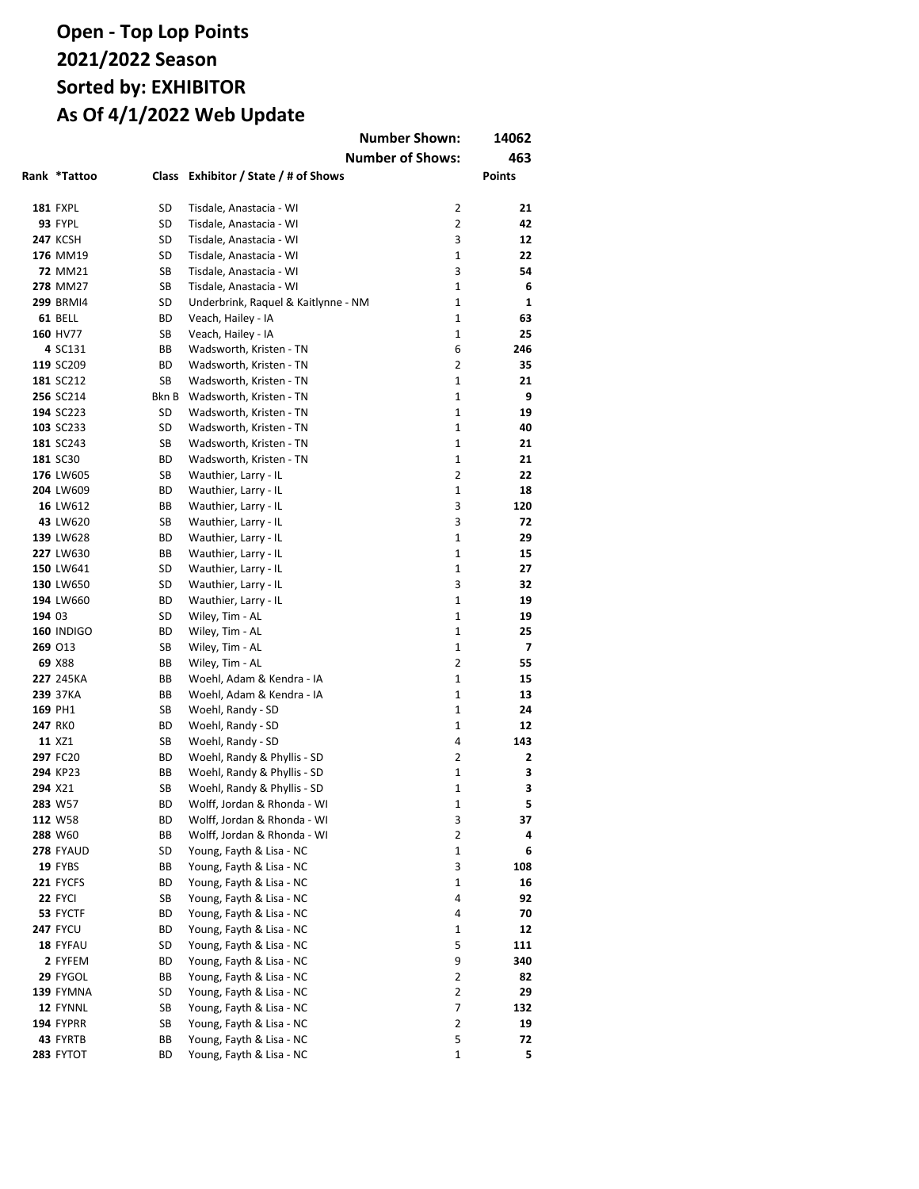# Open - Top Lop Points
# 2021/2022 Season
# Sorted by: EXHIBITOR
# As Of 4/1/2022 Web Update

| | | | Number Shown: | | 14062 |
|---|---|---|---|---|---|
| | | | Number of Shows: | | 463 |
| **Rank** | ***Tattoo** | **Class** | **Exhibitor / State / # of Shows** | | **Points** |
| **181** | FXPL | SD | Tisdale, Anastacia - WI | 2 | **21** |
| **93** | FYPL | SD | Tisdale, Anastacia - WI | 2 | **42** |
| **247** | KCSH | SD | Tisdale, Anastacia - WI | 3 | **12** |
| **176** | MM19 | SD | Tisdale, Anastacia - WI | 1 | **22** |
| **72** | MM21 | SB | Tisdale, Anastacia - WI | 3 | **54** |
| **278** | MM27 | SB | Tisdale, Anastacia - WI | 1 | **6** |
| **299** | BRMI4 | SD | Underbrink, Raquel & Kaitlynne - NM | 1 | **1** |
| **61** | BELL | BD | Veach, Hailey - IA | 1 | **63** |
| **160** | HV77 | SB | Veach, Hailey - IA | 1 | **25** |
| **4** | SC131 | BB | Wadsworth, Kristen - TN | 6 | **246** |
| **119** | SC209 | BD | Wadsworth, Kristen - TN | 2 | **35** |
| **181** | SC212 | SB | Wadsworth, Kristen - TN | 1 | **21** |
| **256** | SC214 | Bkn B | Wadsworth, Kristen - TN | 1 | **9** |
| **194** | SC223 | SD | Wadsworth, Kristen - TN | 1 | **19** |
| **103** | SC233 | SD | Wadsworth, Kristen - TN | 1 | **40** |
| **181** | SC243 | SB | Wadsworth, Kristen - TN | 1 | **21** |
| **181** | SC30 | BD | Wadsworth, Kristen - TN | 1 | **21** |
| **176** | LW605 | SB | Wauthier, Larry - IL | 2 | **22** |
| **204** | LW609 | BD | Wauthier, Larry - IL | 1 | **18** |
| **16** | LW612 | BB | Wauthier, Larry - IL | 3 | **120** |
| **43** | LW620 | SB | Wauthier, Larry - IL | 3 | **72** |
| **139** | LW628 | BD | Wauthier, Larry - IL | 1 | **29** |
| **227** | LW630 | BB | Wauthier, Larry - IL | 1 | **15** |
| **150** | LW641 | SD | Wauthier, Larry - IL | 1 | **27** |
| **130** | LW650 | SD | Wauthier, Larry - IL | 3 | **32** |
| **194** | LW660 | BD | Wauthier, Larry - IL | 1 | **19** |
| **194** | 03 | SD | Wiley, Tim - AL | 1 | **19** |
| **160** | INDIGO | BD | Wiley, Tim - AL | 1 | **25** |
| **269** | O13 | SB | Wiley, Tim - AL | 1 | **7** |
| **69** | X88 | BB | Wiley, Tim - AL | 2 | **55** |
| **227** | 245KA | BB | Woehl, Adam & Kendra - IA | 1 | **15** |
| **239** | 37KA | BB | Woehl, Adam & Kendra - IA | 1 | **13** |
| **169** | PH1 | SB | Woehl, Randy - SD | 1 | **24** |
| **247** | RK0 | BD | Woehl, Randy - SD | 1 | **12** |
| **11** | XZ1 | SB | Woehl, Randy - SD | 4 | **143** |
| **297** | FC20 | BD | Woehl, Randy & Phyllis - SD | 2 | **2** |
| **294** | KP23 | BB | Woehl, Randy & Phyllis - SD | 1 | **3** |
| **294** | X21 | SB | Woehl, Randy & Phyllis - SD | 1 | **3** |
| **283** | W57 | BD | Wolff, Jordan & Rhonda - WI | 1 | **5** |
| **112** | W58 | BD | Wolff, Jordan & Rhonda - WI | 3 | **37** |
| **288** | W60 | BB | Wolff, Jordan & Rhonda - WI | 2 | **4** |
| **278** | FYAUD | SD | Young, Fayth & Lisa - NC | 1 | **6** |
| **19** | FYBS | BB | Young, Fayth & Lisa - NC | 3 | **108** |
| **221** | FYCFS | BD | Young, Fayth & Lisa - NC | 1 | **16** |
| **22** | FYCI | SB | Young, Fayth & Lisa - NC | 4 | **92** |
| **53** | FYCTF | BD | Young, Fayth & Lisa - NC | 4 | **70** |
| **247** | FYCU | BD | Young, Fayth & Lisa - NC | 1 | **12** |
| **18** | FYFAU | SD | Young, Fayth & Lisa - NC | 5 | **111** |
| **2** | FYFEM | BD | Young, Fayth & Lisa - NC | 9 | **340** |
| **29** | FYGOL | BB | Young, Fayth & Lisa - NC | 2 | **82** |
| **139** | FYMNA | SD | Young, Fayth & Lisa - NC | 2 | **29** |
| **12** | FYNNL | SB | Young, Fayth & Lisa - NC | 7 | **132** |
| **194** | FYPRR | SB | Young, Fayth & Lisa - NC | 2 | **19** |
| **43** | FYRTB | BB | Young, Fayth & Lisa - NC | 5 | **72** |
| **283** | FYTOT | BD | Young, Fayth & Lisa - NC | 1 | **5** |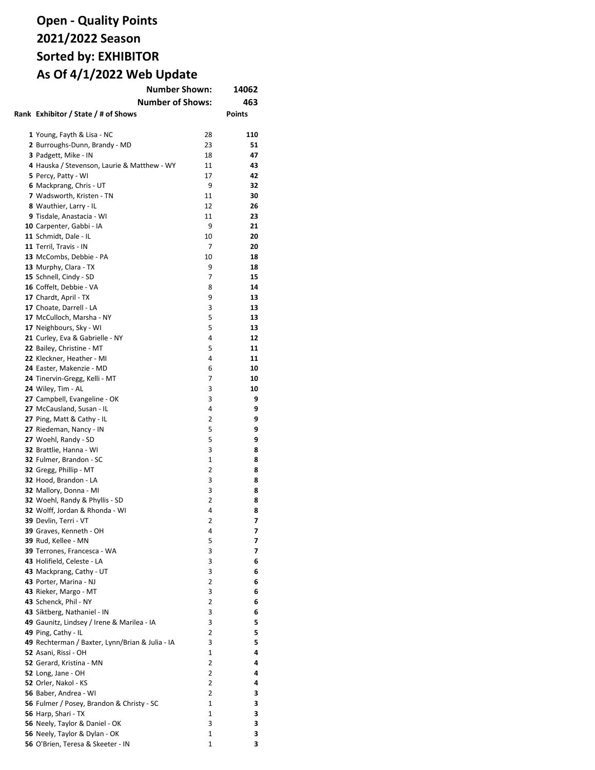# Open - Quality Points
# 2021/2022 Season
# Sorted by: EXHIBITOR
# As Of 4/1/2022 Web Update

**Number Shown:** 14062

**Number of Shows:** 463

| Rank | Exhibitor / State / # of Shows | | Points |
|---|---|---|---|
| **1** | Young, Fayth & Lisa - NC | 28 | **110** |
| **2** | Burroughs-Dunn, Brandy - MD | 23 | **51** |
| **3** | Padgett, Mike - IN | 18 | **47** |
| **4** | Hauska / Stevenson, Laurie & Matthew - WY | 11 | **43** |
| **5** | Percy, Patty - WI | 17 | **42** |
| **6** | Mackprang, Chris - UT | 9 | **32** |
| **7** | Wadsworth, Kristen - TN | 11 | **30** |
| **8** | Wauthier, Larry - IL | 12 | **26** |
| **9** | Tisdale, Anastacia - WI | 11 | **23** |
| **10** | Carpenter, Gabbi - IA | 9 | **21** |
| **11** | Schmidt, Dale - IL | 10 | **20** |
| **11** | Terril, Travis - IN | 7 | **20** |
| **13** | McCombs, Debbie - PA | 10 | **18** |
| **13** | Murphy, Clara - TX | 9 | **18** |
| **15** | Schnell, Cindy - SD | 7 | **15** |
| **16** | Coffelt, Debbie - VA | 8 | **14** |
| **17** | Chardt, April - TX | 9 | **13** |
| **17** | Choate, Darrell - LA | 3 | **13** |
| **17** | McCulloch, Marsha - NY | 5 | **13** |
| **17** | Neighbours, Sky - WI | 5 | **13** |
| **21** | Curley, Eva & Gabrielle - NY | 4 | **12** |
| **22** | Bailey, Christine - MT | 5 | **11** |
| **22** | Kleckner, Heather - MI | 4 | **11** |
| **24** | Easter, Makenzie - MD | 6 | **10** |
| **24** | Tinervin-Gregg, Kelli - MT | 7 | **10** |
| **24** | Wiley, Tim - AL | 3 | **10** |
| **27** | Campbell, Evangeline - OK | 3 | **9** |
| **27** | McCausland, Susan - IL | 4 | **9** |
| **27** | Ping, Matt & Cathy - IL | 2 | **9** |
| **27** | Riedeman, Nancy - IN | 5 | **9** |
| **27** | Woehl, Randy - SD | 5 | **9** |
| **32** | Brattlie, Hanna - WI | 3 | **8** |
| **32** | Fulmer, Brandon - SC | 1 | **8** |
| **32** | Gregg, Phillip - MT | 2 | **8** |
| **32** | Hood, Brandon - LA | 3 | **8** |
| **32** | Mallory, Donna - MI | 3 | **8** |
| **32** | Woehl, Randy & Phyllis - SD | 2 | **8** |
| **32** | Wolff, Jordan & Rhonda - WI | 4 | **8** |
| **39** | Devlin, Terri - VT | 2 | **7** |
| **39** | Graves, Kenneth - OH | 4 | **7** |
| **39** | Rud, Kellee - MN | 5 | **7** |
| **39** | Terrones, Francesca - WA | 3 | **7** |
| **43** | Holifield, Celeste - LA | 3 | **6** |
| **43** | Mackprang, Cathy - UT | 3 | **6** |
| **43** | Porter, Marina - NJ | 2 | **6** |
| **43** | Rieker, Margo - MT | 3 | **6** |
| **43** | Schenck, Phil - NY | 2 | **6** |
| **43** | Siktberg, Nathaniel - IN | 3 | **6** |
| **49** | Gaunitz, Lindsey / Irene & Marilea - IA | 3 | **5** |
| **49** | Ping, Cathy - IL | 2 | **5** |
| **49** | Rechterman / Baxter, Lynn/Brian & Julia - IA | 3 | **5** |
| **52** | Asani, Rissi - OH | 1 | **4** |
| **52** | Gerard, Kristina - MN | 2 | **4** |
| **52** | Long, Jane - OH | 2 | **4** |
| **52** | Orler, Nakol - KS | 2 | **4** |
| **56** | Baber, Andrea - WI | 2 | **3** |
| **56** | Fulmer / Posey, Brandon & Christy - SC | 1 | **3** |
| **56** | Harp, Shari - TX | 1 | **3** |
| **56** | Neely, Taylor & Daniel - OK | 3 | **3** |
| **56** | Neely, Taylor & Dylan - OK | 1 | **3** |
| **56** | O'Brien, Teresa & Skeeter - IN | 1 | **3** |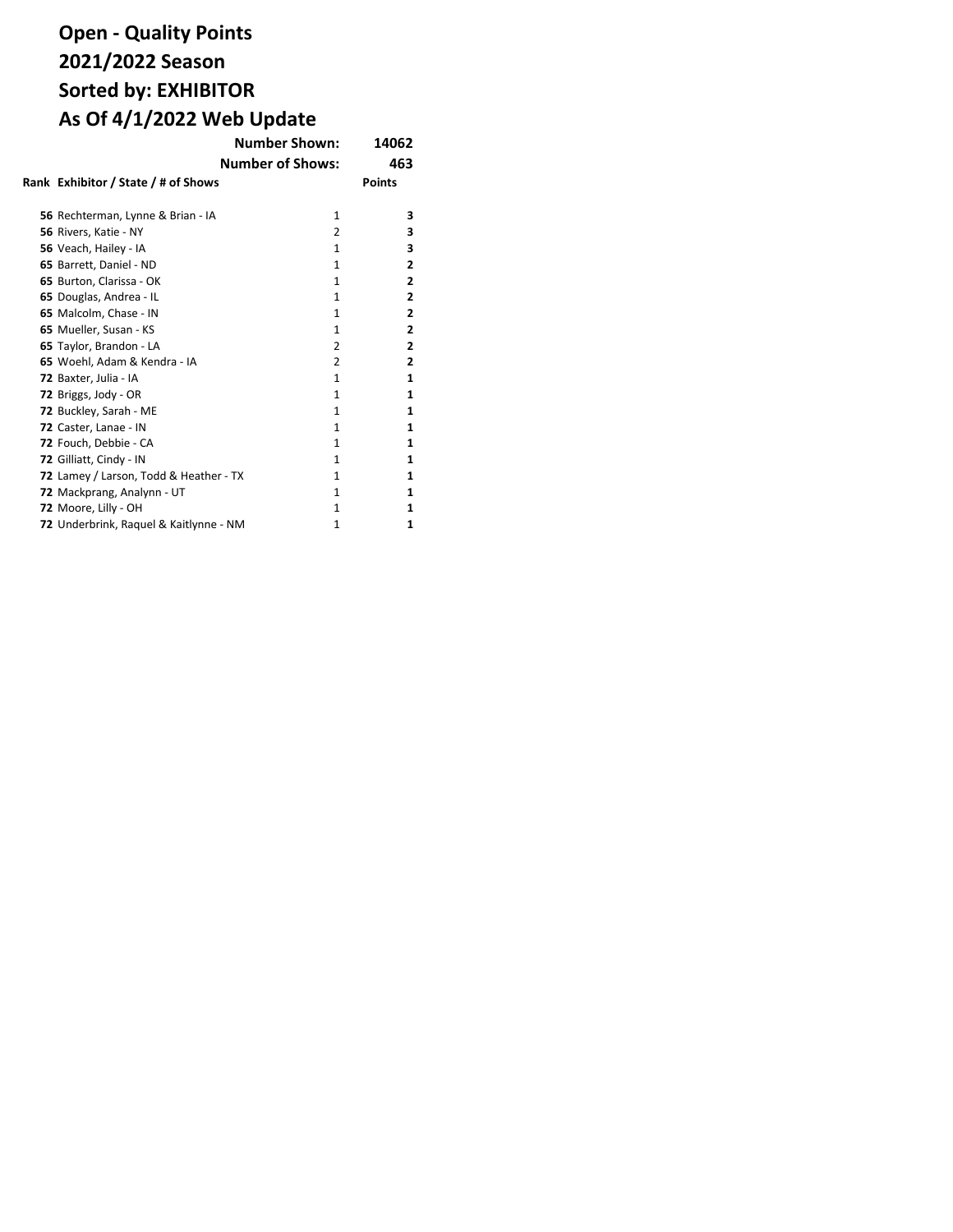# Open - Quality Points
# 2021/2022 Season
# Sorted by: EXHIBITOR
# As Of 4/1/2022 Web Update

**Number Shown:** 14062

**Number of Shows:** 463

| Rank | Exhibitor / State / # of Shows | | Points |
|---|---|---|---|
| 56 | Rechterman, Lynne & Brian - IA | 1 | 3 |
| 56 | Rivers, Katie - NY | 2 | 3 |
| 56 | Veach, Hailey - IA | 1 | 3 |
| 65 | Barrett, Daniel - ND | 1 | 2 |
| 65 | Burton, Clarissa - OK | 1 | 2 |
| 65 | Douglas, Andrea - IL | 1 | 2 |
| 65 | Malcolm, Chase - IN | 1 | 2 |
| 65 | Mueller, Susan - KS | 1 | 2 |
| 65 | Taylor, Brandon - LA | 2 | 2 |
| 65 | Woehl, Adam & Kendra - IA | 2 | 2 |
| 72 | Baxter, Julia - IA | 1 | 1 |
| 72 | Briggs, Jody - OR | 1 | 1 |
| 72 | Buckley, Sarah - ME | 1 | 1 |
| 72 | Caster, Lanae - IN | 1 | 1 |
| 72 | Fouch, Debbie - CA | 1 | 1 |
| 72 | Gilliatt, Cindy - IN | 1 | 1 |
| 72 | Lamey / Larson, Todd & Heather - TX | 1 | 1 |
| 72 | Mackprang, Analynn - UT | 1 | 1 |
| 72 | Moore, Lilly - OH | 1 | 1 |
| 72 | Underbrink, Raquel & Kaitlynne - NM | 1 | 1 |